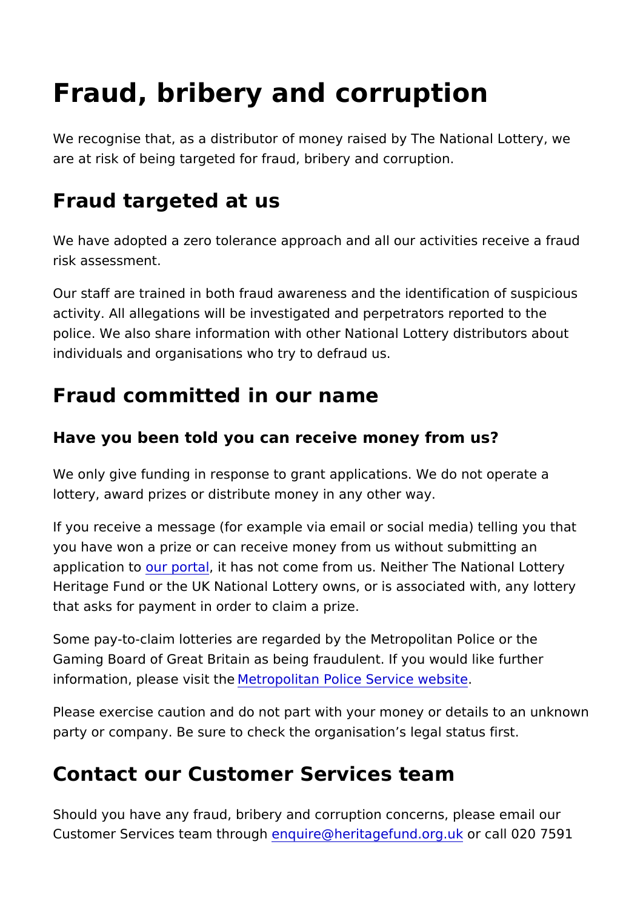# Fraud, bribery and corruption

We recognise that, as a distributor of money raised by The National Lottery, we are at risk of being targeted for fraud, bribery and corruption.

## Fraud targeted at us

We have adopted a zero tolerance approach and all our activities receive a fraud risk assessment.

Our staff are trained in both fraud awareness and the identification of suspicious activity. All allegations will be investigated and perpetrators reported to the police. We also share information with other National Lottery distributors about individuals and organisations who try to defraud us.

## Fraud committed in our name

### Have you been told you can receive money from us?

We only give funding in response to grant applications. We do not operate a lottery, award prizes or distribute money in any other way.

If you receive a message (for example via email or social media) telling you that you have won a prize or can receive money from us without submitting an application to our portal, it has not come from us. Neither The National Lottery Heritage Fund or the UK National Lottery owns, or is associated with, any lottery that asks for payment in order to claim a prize.

Some pay-to-claim lotteries are regarded by the Metropolitan Police or the Gaming Board of Great Britain as being fraudulent. If you would like further information, please visit the Metropolitan Police Service website.

Please exercise caution and do not part with your money or details to an unknown party or company. Be sure to check the organisation's legal status first.

## Contact our Customer Services team

Should you have any fraud, bribery and corruption concerns, please email our Customer Services team through enquire@heritagefund.org.uk or call 020 7591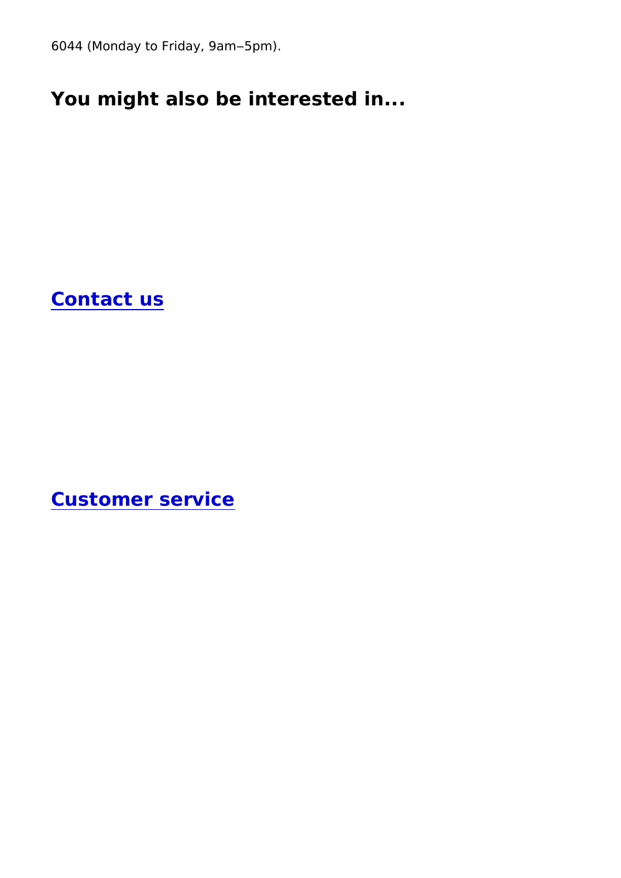6044 (Monday to Friday, 9am–5pm).

## You might also be interested in...

## Contact us

## Customer service